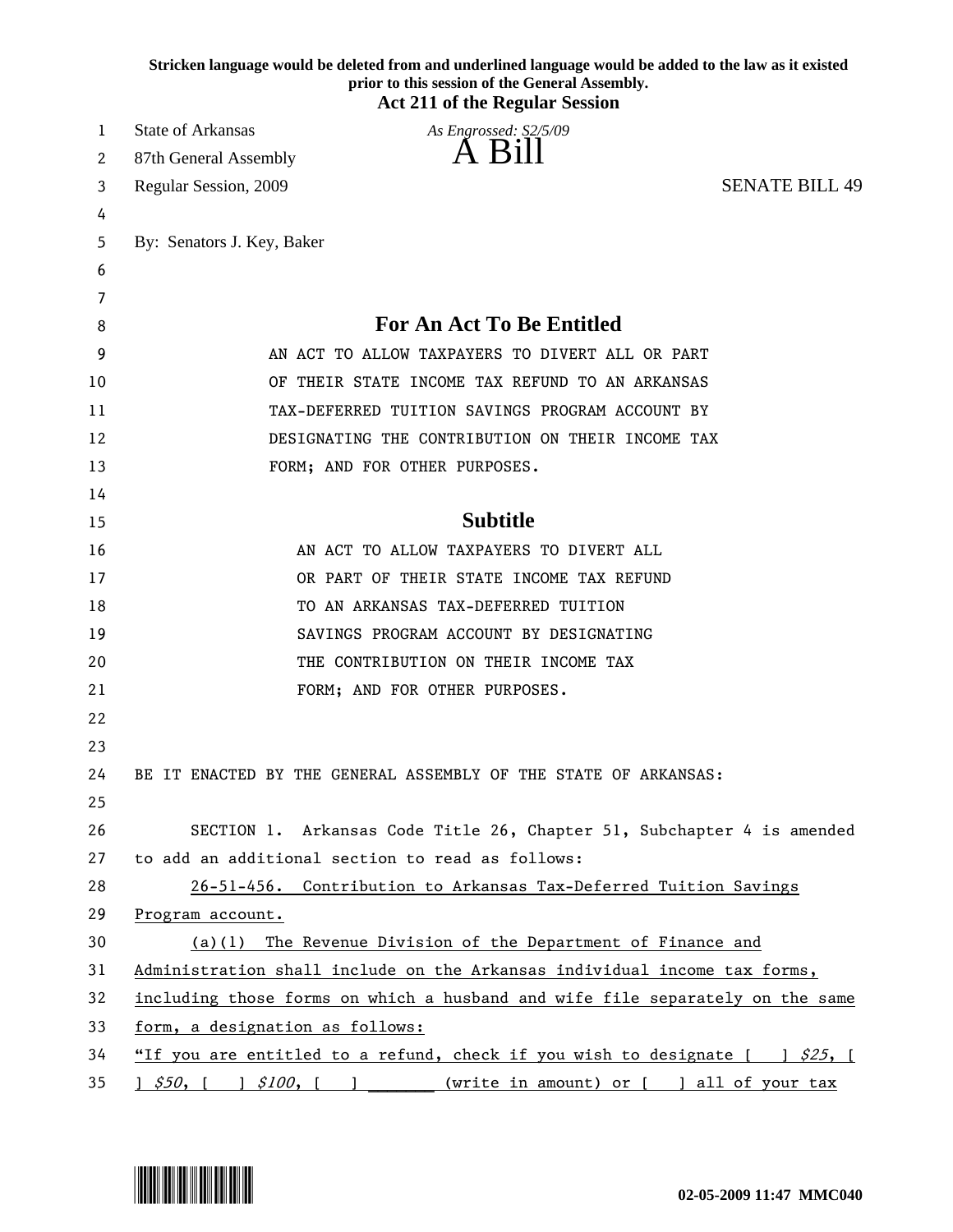**Stricken language would be deleted from and underlined language would be added to the law as it existed prior to this session of the General Assembly.**
**Act 211 of the Regular Session**

State of Arkansas
87th General Assembly
Regular Session, 2009

*As Engrossed: S2/5/09*

# A Bill

SENATE BILL 49

By: Senators J. Key, Baker

## For An Act To Be Entitled

AN ACT TO ALLOW TAXPAYERS TO DIVERT ALL OR PART OF THEIR STATE INCOME TAX REFUND TO AN ARKANSAS TAX-DEFERRED TUITION SAVINGS PROGRAM ACCOUNT BY DESIGNATING THE CONTRIBUTION ON THEIR INCOME TAX FORM; AND FOR OTHER PURPOSES.

## Subtitle

AN ACT TO ALLOW TAXPAYERS TO DIVERT ALL OR PART OF THEIR STATE INCOME TAX REFUND TO AN ARKANSAS TAX-DEFERRED TUITION SAVINGS PROGRAM ACCOUNT BY DESIGNATING THE CONTRIBUTION ON THEIR INCOME TAX FORM; AND FOR OTHER PURPOSES.

BE IT ENACTED BY THE GENERAL ASSEMBLY OF THE STATE OF ARKANSAS:

SECTION 1. Arkansas Code Title 26, Chapter 51, Subchapter 4 is amended to add an additional section to read as follows:

<u>26-51-456. Contribution to Arkansas Tax-Deferred Tuition Savings Program account.</u>

<u>(a)(1) The Revenue Division of the Department of Finance and Administration shall include on the Arkansas individual income tax forms, including those forms on which a husband and wife file separately on the same form, a designation as follows:</u>

<u>"If you are entitled to a refund, check if you wish to designate [ ] *$25*, [ ] *$50*, [ ] *$100*, [ ] _______ (write in amount) or [ ] all of your tax</u>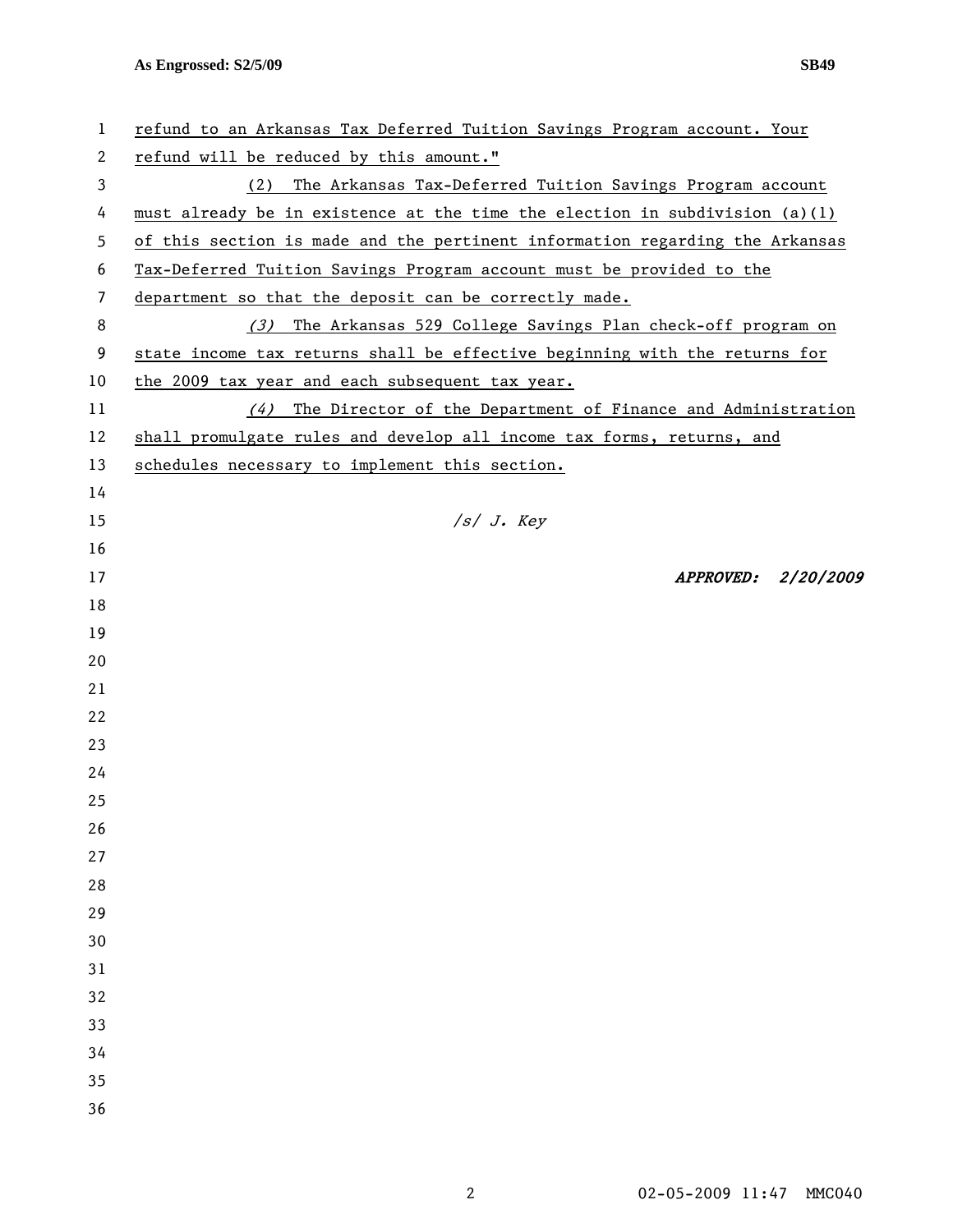refund to an Arkansas Tax Deferred Tuition Savings Program account. Your refund will be reduced by this amount."

(2) The Arkansas Tax-Deferred Tuition Savings Program account must already be in existence at the time the election in subdivision (a)(1) of this section is made and the pertinent information regarding the Arkansas Tax-Deferred Tuition Savings Program account must be provided to the department so that the deposit can be correctly made.

*(3)* The Arkansas 529 College Savings Plan check-off program on state income tax returns shall be effective beginning with the returns for the 2009 tax year and each subsequent tax year.

*(4)* The Director of the Department of Finance and Administration shall promulgate rules and develop all income tax forms, returns, and schedules necessary to implement this section.

*/s/ J. Key*

***APPROVED: 2/20/2009***